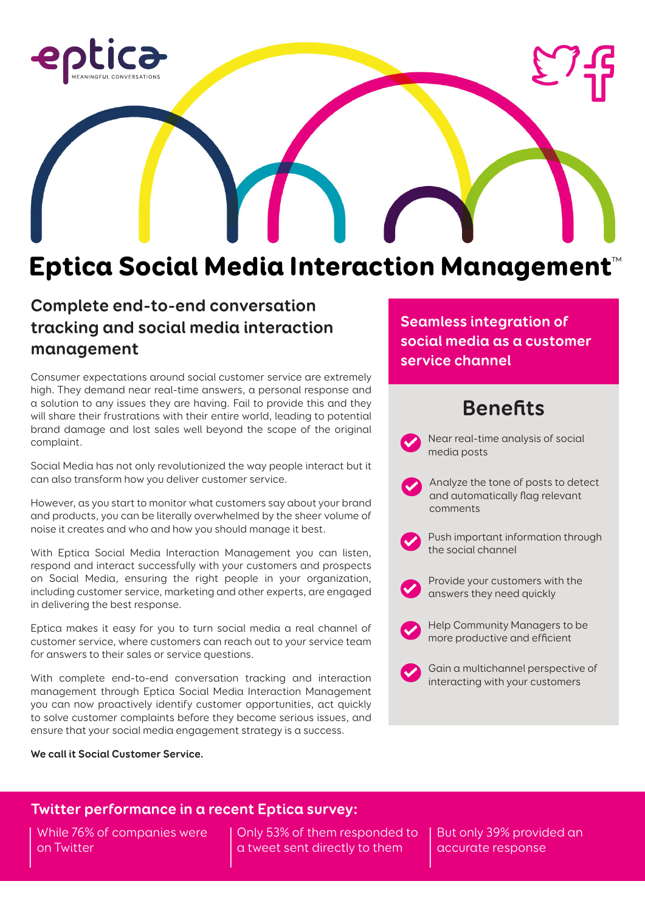# Eptica Social Media Interaction Management™

## Complete end-to-end conversation tracking and social media interaction management

Consumer expectations around social customer service are extremely high. They demand near real-time answers, a personal response and a solution to any issues they are having. Fail to provide this and they will share their frustrations with their entire world, leading to potential brand damage and lost sales well beyond the scope of the original complaint.

Social Media has not only revolutionized the way people interact but it can also transform how you deliver customer service.

However, as you start to monitor what customers say about your brand and products, you can be literally overwhelmed by the sheer volume of noise it creates and who and how you should manage it best.

With Eptica Social Media Interaction Management you can listen, respond and interact successfully with your customers and prospects on Social Media, ensuring the right people in your organization, including customer service, marketing and other experts, are engaged in delivering the best response.

Eptica makes it easy for you to turn social media a real channel of customer service, where customers can reach out to your service team for answers to their sales or service questions.

With complete end-to-end conversation tracking and interaction management through Eptica Social Media Interaction Management you can now proactively identify customer opportunities, act quickly to solve customer complaints before they become serious issues, and ensure that your social media engagement strategy is a success.

**We call it Social Customer Service.**

## Seamless integration of social media as a customer service channel

### Benefits

- Near real-time analysis of social media posts
- Analyze the tone of posts to detect and automatically flag relevant comments
- Push important information through the social channel
- Provide your customers with the answers they need quickly
- Help Community Managers to be more productive and efficient
- Gain a multichannel perspective of interacting with your customers

## Twitter performance in a recent Eptica survey:

- While 76% of companies were on Twitter
- Only 53% of them responded to a tweet sent directly to them
- But only 39% provided an accurate response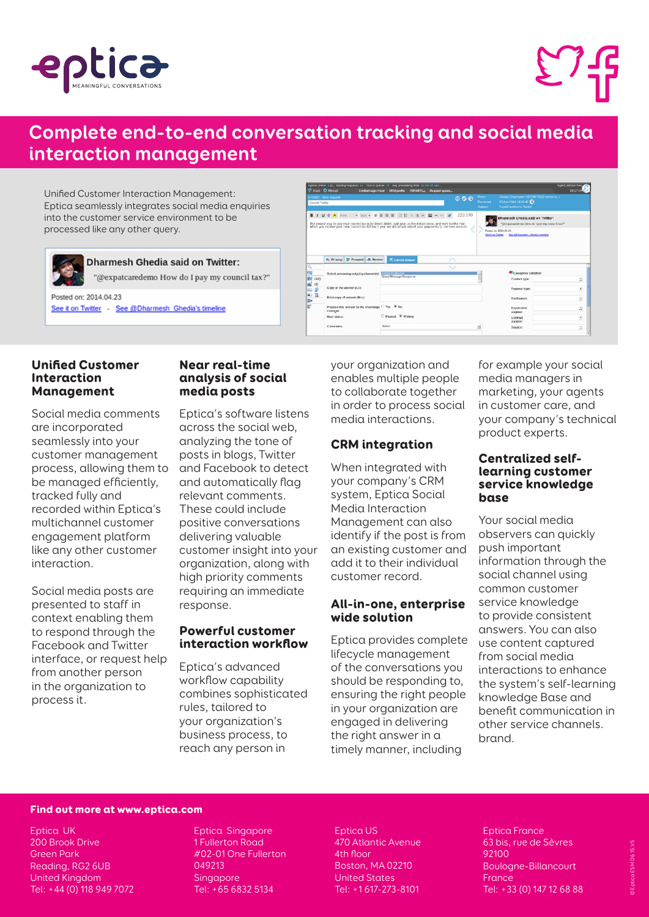# Complete end-to-end conversation tracking and social media interaction management

Unified Customer Interaction Management: Eptica seamlessly integrates social media enquiries into the customer service environment to be processed like any other query.

Dharmesh Ghedia said on Twitter:

"@expatcaredemo How do I pay my council tax?"

Posted on: 2014.04.23

See it on Twitter - See @Dharmesh_Ghedia's timeline

## Unified Customer Interaction Management

Social media comments are incorporated seamlessly into your customer management process, allowing them to be managed efficiently, tracked fully and recorded within Eptica's multichannel customer engagement platform like any other customer interaction.

Social media posts are presented to staff in context enabling them to respond through the Facebook and Twitter interface, or request help from another person in the organization to process it.

## Near real-time analysis of social media posts

Eptica's software listens across the social web, analyzing the tone of posts in blogs, Twitter and Facebook to detect and automatically flag relevant comments. These could include positive conversations delivering valuable customer insight into your organization, along with high priority comments requiring an immediate response.

## Powerful customer interaction workflow

Eptica's advanced workflow capability combines sophisticated rules, tailored to your organization's business process, to reach any person in your organization and enables multiple people to collaborate together in order to process social media interactions.

## CRM integration

When integrated with your company's CRM system, Eptica Social Media Interaction Management can also identify if the post is from an existing customer and add it to their individual customer record.

## All-in-one, enterprise wide solution

Eptica provides complete lifecycle management of the conversations you should be responding to, ensuring the right people in your organization are engaged in delivering the right answer in a timely manner, including for example your social media managers in marketing, your agents in customer care, and your company's technical product experts.

## Centralized self-learning customer service knowledge base

Your social media observers can quickly push important information through the social channel using common customer service knowledge to provide consistent answers. You can also use content captured from social media interactions to enhance the system's self-learning knowledge Base and benefit communication in other service channels. brand.

**Find out more at www.eptica.com**

Eptica UK
200 Brook Drive
Green Park
Reading, RG2 6UB
United Kingdom
Tel: +44 (0) 118 949 7072

Eptica Singapore
1 Fullerton Road
#02-01 One Fullerton
049213
Singapore
Tel: +65 6832 5134

Eptica US
470 Atlantic Avenue
4th floor
Boston, MA 02210
United States
Tel: +1 617-273-8101

Eptica France
63 bis, rue de Sèvres
92100
Boulogne-Billancourt
France
Tel: +33 (0) 147 12 68 88

© Eptica ESM 06 15 V5